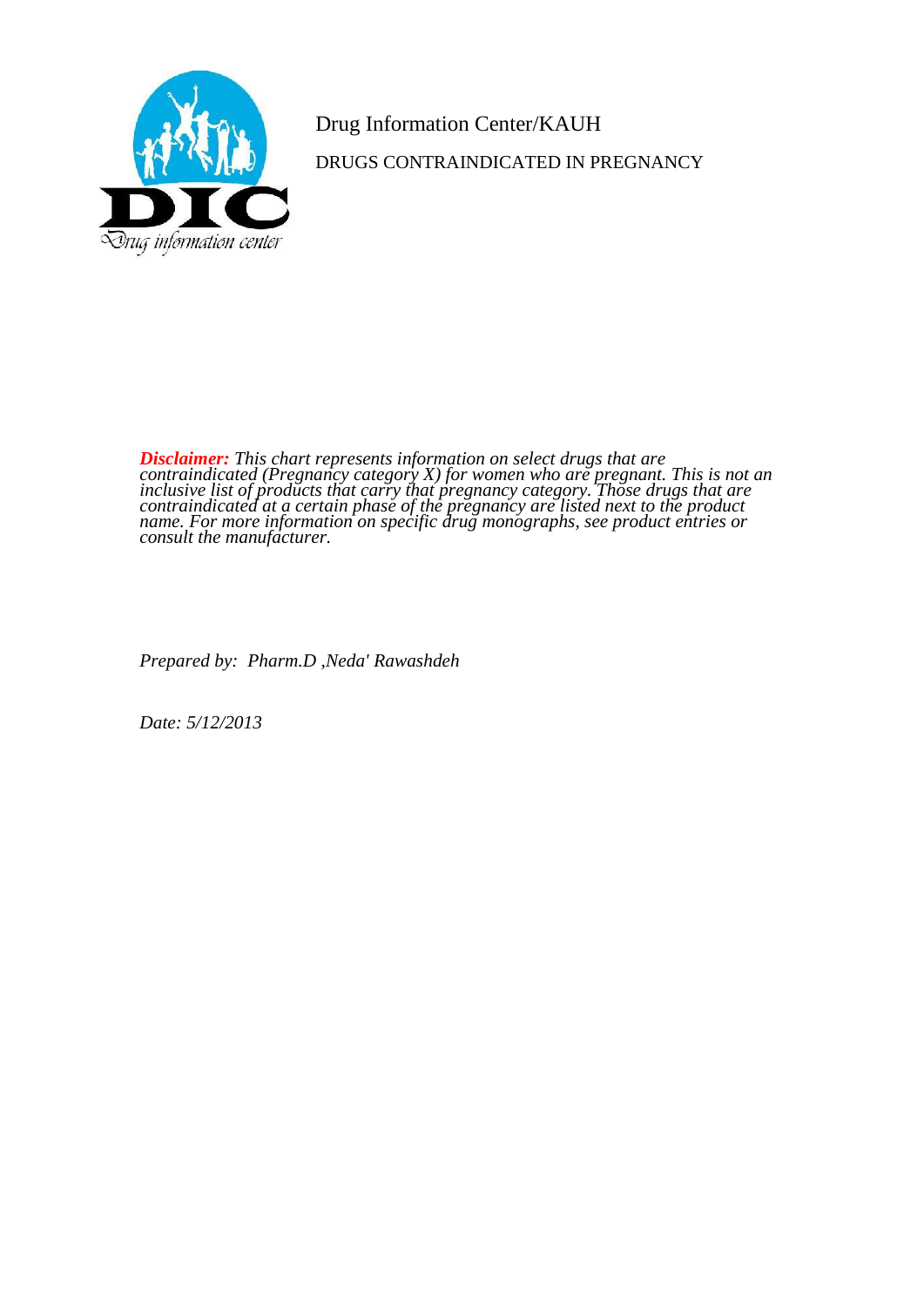Drug Information Center/KAUH

# DRUGS CONTRAINDICATED IN PREGNANCY

***Disclaimer:*** *This chart represents information on select drugs that are contraindicated (Pregnancy category X) for women who are pregnant. This is not an inclusive list of products that carry that pregnancy category. Those drugs that are contraindicated at a certain phase of the pregnancy are listed next to the product name. For more information on specific drug monographs, see product entries or consult the manufacturer.*

*Prepared by: Pharm.D ,Neda' Rawashdeh*

*Date: 5/12/2013*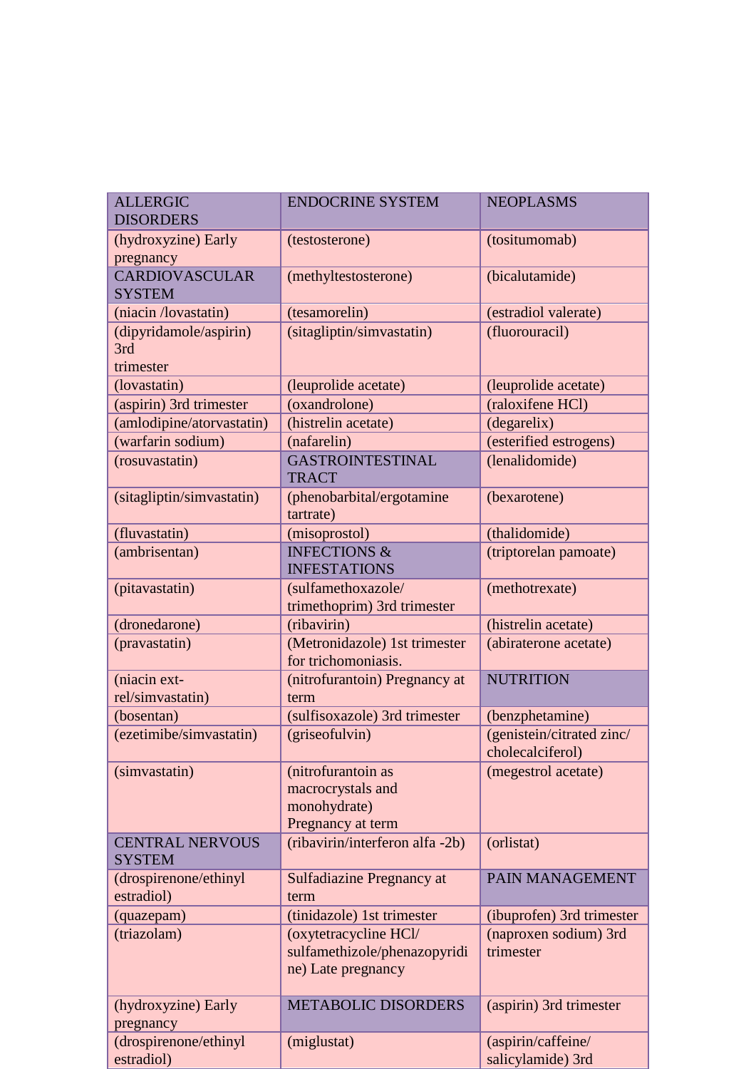| ALLERGIC DISORDERS | ENDOCRINE SYSTEM | NEOPLASMS |
|---|---|---|
| (hydroxyzine) Early pregnancy | (testosterone) | (tositumomab) |
| CARDIOVASCULAR SYSTEM | (methyltestosterone) | (bicalutamide) |
| (niacin /lovastatin) | (tesamorelin) | (estradiol valerate) |
| (dipyridamole/aspirin) 3rd trimester | (sitagliptin/simvastatin) | (fluorouracil) |
| (lovastatin) | (leuprolide acetate) | (leuprolide acetate) |
| (aspirin) 3rd trimester | (oxandrolone) | (raloxifene HCl) |
| (amlodipine/atorvastatin) | (histrelin acetate) | (degarelix) |
| (warfarin sodium) | (nafarelin) | (esterified estrogens) |
| (rosuvastatin) | GASTROINTESTINAL TRACT | (lenalidomide) |
| (sitagliptin/simvastatin) | (phenobarbital/ergotamine tartrate) | (bexarotene) |
| (fluvastatin) | (misoprostol) | (thalidomide) |
| (ambrisentan) | INFECTIONS & INFESTATIONS | (triptorelan pamoate) |
| (pitavastatin) | (sulfamethoxazole/ trimethoprim) 3rd trimester | (methotrexate) |
| (dronedarone) | (ribavirin) | (histrelin acetate) |
| (pravastatin) | (Metronidazole) 1st trimester for trichomoniasis. | (abiraterone acetate) |
| (niacin ext-rel/simvastatin) | (nitrofurantoin) Pregnancy at term | NUTRITION |
| (bosentan) | (sulfisoxazole) 3rd trimester | (benzphetamine) |
| (ezetimibe/simvastatin) | (griseofulvin) | (genistein/citrated zinc/ cholecalciferol) |
| (simvastatin) | (nitrofurantoin as macrocrystals and monohydrate) Pregnancy at term | (megestrol acetate) |
| CENTRAL NERVOUS SYSTEM | (ribavirin/interferon alfa -2b) | (orlistat) |
| (drospirenone/ethinyl estradiol) | Sulfadiazine Pregnancy at term | PAIN MANAGEMENT |
| (quazepam) | (tinidazole) 1st trimester | (ibuprofen) 3rd trimester |
| (triazolam) | (oxytetracycline HCl/ sulfamethizole/phenazopyridine) Late pregnancy | (naproxen sodium) 3rd trimester |
| (hydroxyzine) Early pregnancy | METABOLIC DISORDERS | (aspirin) 3rd trimester |
| (drospirenone/ethinyl estradiol) | (miglustat) | (aspirin/caffeine/ salicylamide) 3rd |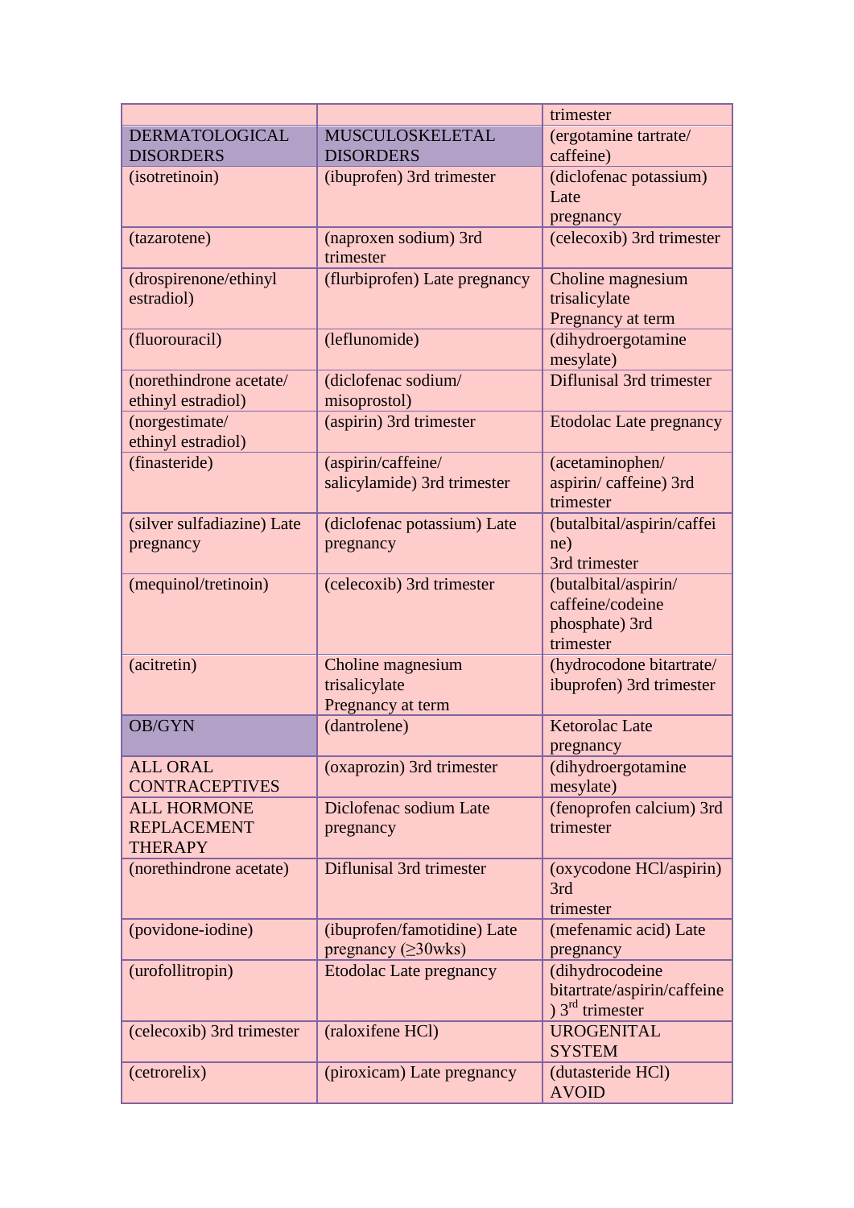| | | trimester |
|---|---|---|
| DERMATOLOGICAL DISORDERS | MUSCULOSKELETAL DISORDERS | (ergotamine tartrate/ caffeine) |
| (isotretinoin) | (ibuprofen) 3rd trimester | (diclofenac potassium) Late pregnancy |
| (tazarotene) | (naproxen sodium) 3rd trimester | (celecoxib) 3rd trimester |
| (drospirenone/ethinyl estradiol) | (flurbiprofen) Late pregnancy | Choline magnesium trisalicylate Pregnancy at term |
| (fluorouracil) | (leflunomide) | (dihydroergotamine mesylate) |
| (norethindrone acetate/ ethinyl estradiol) | (diclofenac sodium/ misoprostol) | Diflunisal 3rd trimester |
| (norgestimate/ ethinyl estradiol) | (aspirin) 3rd trimester | Etodolac Late pregnancy |
| (finasteride) | (aspirin/caffeine/ salicylamide) 3rd trimester | (acetaminophen/ aspirin/ caffeine) 3rd trimester |
| (silver sulfadiazine) Late pregnancy | (diclofenac potassium) Late pregnancy | (butalbital/aspirin/caffeine) 3rd trimester |
| (mequinol/tretinoin) | (celecoxib) 3rd trimester | (butalbital/aspirin/ caffeine/codeine phosphate) 3rd trimester |
| (acitretin) | Choline magnesium trisalicylate Pregnancy at term | (hydrocodone bitartrate/ ibuprofen) 3rd trimester |
| OB/GYN | (dantrolene) | Ketorolac Late pregnancy |
| ALL ORAL CONTRACEPTIVES | (oxaprozin) 3rd trimester | (dihydroergotamine mesylate) |
| ALL HORMONE REPLACEMENT THERAPY | Diclofenac sodium Late pregnancy | (fenoprofen calcium) 3rd trimester |
| (norethindrone acetate) | Diflunisal 3rd trimester | (oxycodone HCl/aspirin) 3rd trimester |
| (povidone-iodine) | (ibuprofen/famotidine) Late pregnancy (≥30wks) | (mefenamic acid) Late pregnancy |
| (urofollitropin) | Etodolac Late pregnancy | (dihydrocodeine bitartrate/aspirin/caffeine) 3rd trimester |
| (celecoxib) 3rd trimester | (raloxifene HCl) | UROGENITAL SYSTEM |
| (cetrorelix) | (piroxicam) Late pregnancy | (dutasteride HCl) AVOID |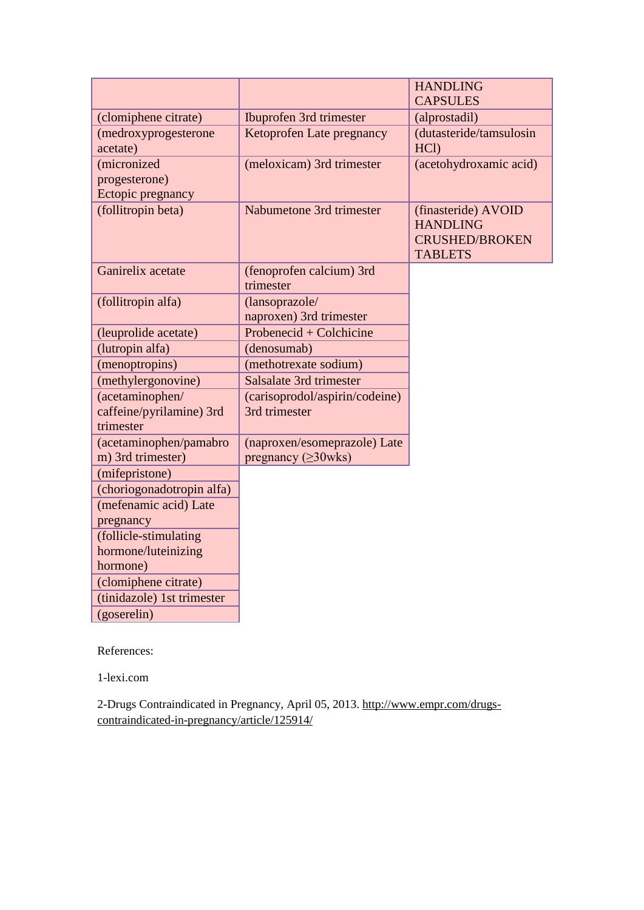| | | HANDLING CAPSULES |
|---|---|---|
| (clomiphene citrate) | Ibuprofen 3rd trimester | (alprostadil) |
| (medroxyprogesterone acetate) | Ketoprofen Late pregnancy | (dutasteride/tamsulosin HCl) |
| (micronized progesterone) Ectopic pregnancy | (meloxicam) 3rd trimester | (acetohydroxamic acid) |
| (follitropin beta) | Nabumetone 3rd trimester | (finasteride) AVOID HANDLING CRUSHED/BROKEN TABLETS |
| Ganirelix acetate | (fenoprofen calcium) 3rd trimester | |
| (follitropin alfa) | (lansoprazole/ naproxen) 3rd trimester | |
| (leuprolide acetate) | Probenecid + Colchicine | |
| (lutropin alfa) | (denosumab) | |
| (menoptropins) | (methotrexate sodium) | |
| (methylergonovine) | Salsalate 3rd trimester | |
| (acetaminophen/ caffeine/pyrilamine) 3rd trimester | (carisoprodol/aspirin/codeine) 3rd trimester | |
| (acetaminophen/pamabrom) 3rd trimester) | (naproxen/esomeprazole) Late pregnancy (≥30wks) | |
| (mifepristone) | | |
| (choriogonadotropin alfa) | | |
| (mefenamic acid) Late pregnancy | | |
| (follicle-stimulating hormone/luteinizing hormone) | | |
| (clomiphene citrate) | | |
| (tinidazole) 1st trimester | | |
| (goserelin) | | |

References:

1-lexi.com

2-Drugs Contraindicated in Pregnancy, April 05, 2013. http://www.empr.com/drugs-contraindicated-in-pregnancy/article/125914/